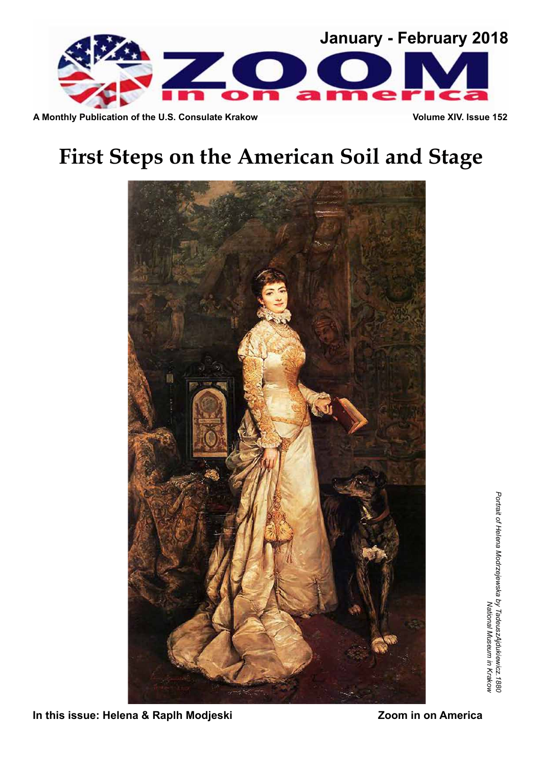January - February 2018

# ZOOM in on america

**A Monthly Publication of the U.S. Consulate Krakow** — **Volume XIV. Issue 152**

# First Steps on the American Soil and Stage

*Portrait of Helena Modrzejewska by TadeuszAjdukiewicz.1880 National Museum in Krakow*

**In this issue: Helena & Raplh Modjeski** — **Zoom in on America**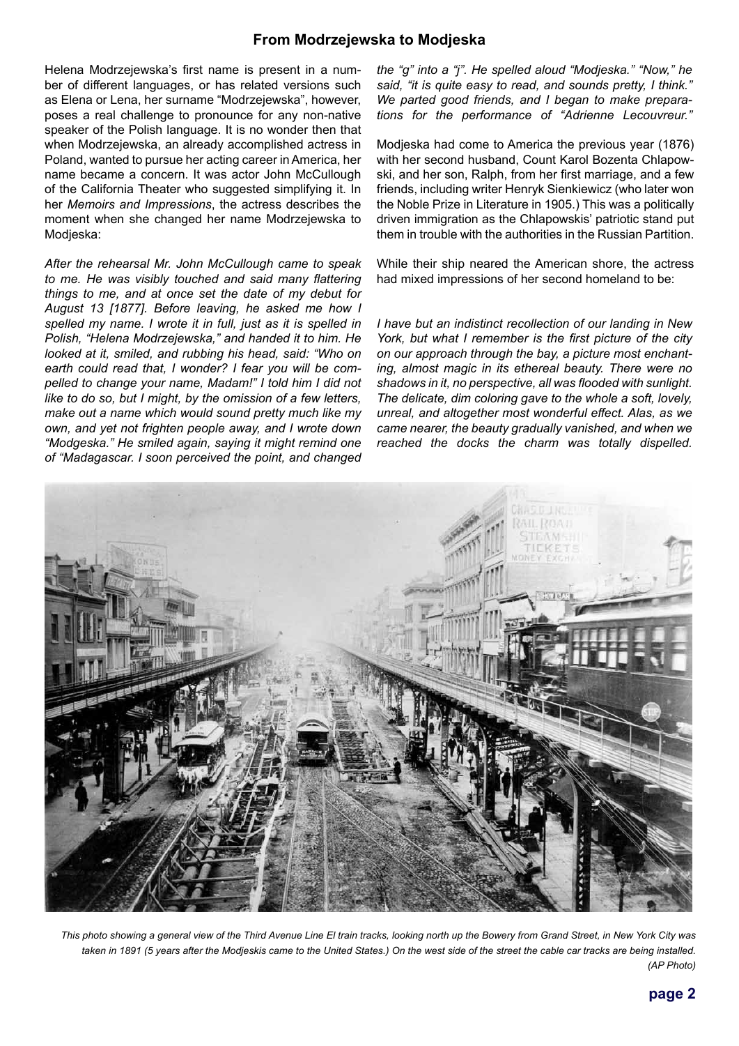## From Modrzejewska to Modjeska

Helena Modrzejewska's first name is present in a number of different languages, or has related versions such as Elena or Lena, her surname "Modrzejewska", however, poses a real challenge to pronounce for any non-native speaker of the Polish language. It is no wonder then that when Modrzejewska, an already accomplished actress in Poland, wanted to pursue her acting career in America, her name became a concern. It was actor John McCullough of the California Theater who suggested simplifying it. In her *Memoirs and Impressions*, the actress describes the moment when she changed her name Modrzejewska to Modjeska:

*After the rehearsal Mr. John McCullough came to speak to me. He was visibly touched and said many flattering things to me, and at once set the date of my debut for August 13 [1877]. Before leaving, he asked me how I spelled my name. I wrote it in full, just as it is spelled in Polish, "Helena Modrzejewska," and handed it to him. He looked at it, smiled, and rubbing his head, said: "Who on earth could read that, I wonder? I fear you will be compelled to change your name, Madam!" I told him I did not like to do so, but I might, by the omission of a few letters, make out a name which would sound pretty much like my own, and yet not frighten people away, and I wrote down "Modgeska." He smiled again, saying it might remind one of "Madagascar. I soon perceived the point, and changed the "g" into a "j". He spelled aloud "Modjeska." "Now," he said, "it is quite easy to read, and sounds pretty, I think." We parted good friends, and I began to make preparations for the performance of "Adrienne Lecouvreur."*

Modjeska had come to America the previous year (1876) with her second husband, Count Karol Bozenta Chlapowski, and her son, Ralph, from her first marriage, and a few friends, including writer Henryk Sienkiewicz (who later won the Noble Prize in Literature in 1905.) This was a politically driven immigration as the Chlapowskis' patriotic stand put them in trouble with the authorities in the Russian Partition.

While their ship neared the American shore, the actress had mixed impressions of her second homeland to be:

*I have but an indistinct recollection of our landing in New York, but what I remember is the first picture of the city on our approach through the bay, a picture most enchanting, almost magic in its ethereal beauty. There were no shadows in it, no perspective, all was flooded with sunlight. The delicate, dim coloring gave to the whole a soft, lovely, unreal, and altogether most wonderful effect. Alas, as we came nearer, the beauty gradually vanished, and when we reached the docks the charm was totally dispelled.*

*This photo showing a general view of the Third Avenue Line El train tracks, looking north up the Bowery from Grand Street, in New York City was taken in 1891 (5 years after the Modjeskis came to the United States.) On the west side of the street the cable car tracks are being installed. (AP Photo)*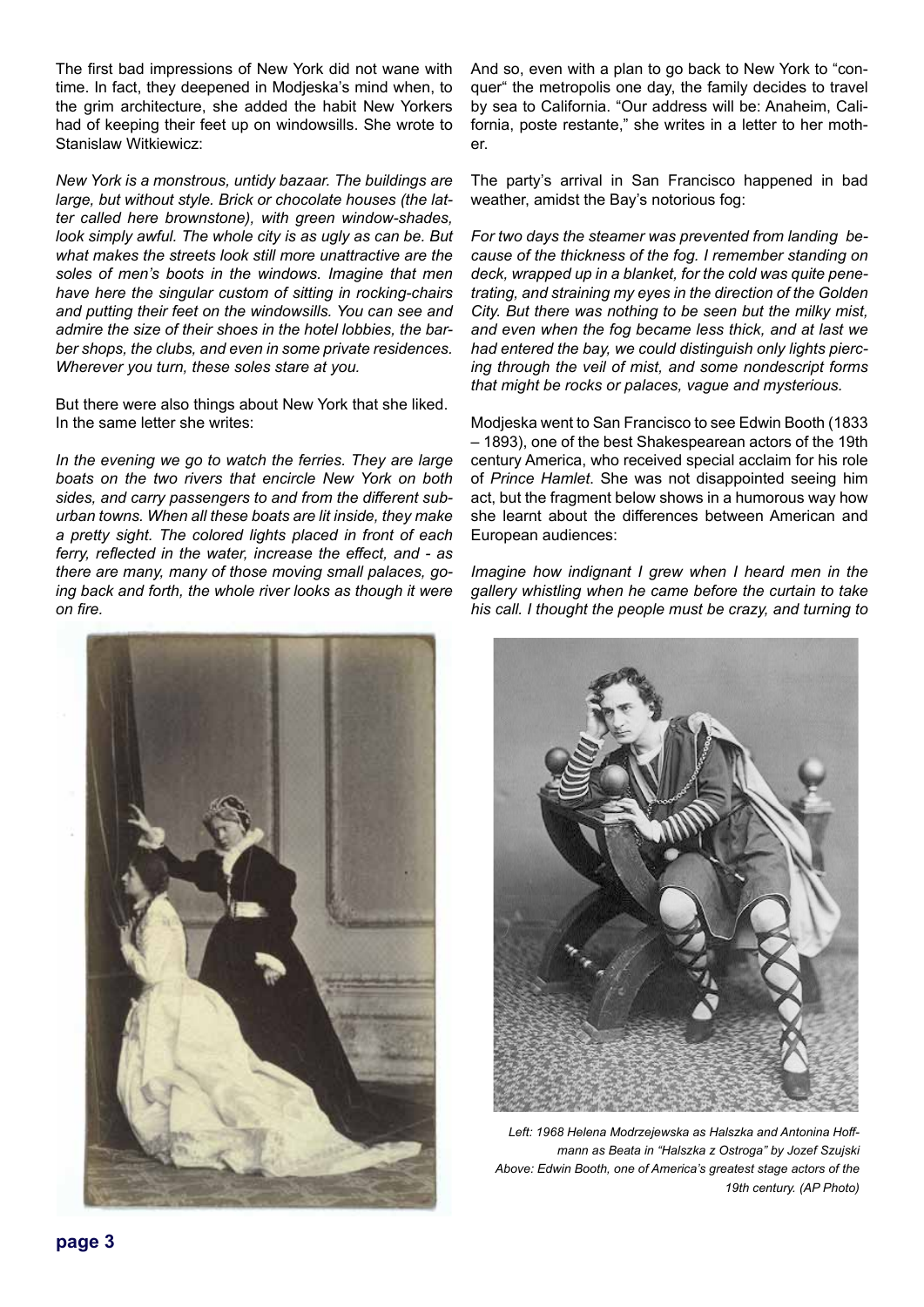The first bad impressions of New York did not wane with time. In fact, they deepened in Modjeska's mind when, to the grim architecture, she added the habit New Yorkers had of keeping their feet up on windowsills. She wrote to Stanislaw Witkiewicz:

*New York is a monstrous, untidy bazaar. The buildings are large, but without style. Brick or chocolate houses (the latter called here brownstone), with green window-shades, look simply awful. The whole city is as ugly as can be. But what makes the streets look still more unattractive are the soles of men's boots in the windows. Imagine that men have here the singular custom of sitting in rocking-chairs and putting their feet on the windowsills. You can see and admire the size of their shoes in the hotel lobbies, the barber shops, the clubs, and even in some private residences. Wherever you turn, these soles stare at you.*

But there were also things about New York that she liked. In the same letter she writes:

*In the evening we go to watch the ferries. They are large boats on the two rivers that encircle New York on both sides, and carry passengers to and from the different suburban towns. When all these boats are lit inside, they make a pretty sight. The colored lights placed in front of each ferry, reflected in the water, increase the effect, and - as there are many, many of those moving small palaces, going back and forth, the whole river looks as though it were on fire.*

And so, even with a plan to go back to New York to "conquer" the metropolis one day, the family decides to travel by sea to California. "Our address will be: Anaheim, California, poste restante," she writes in a letter to her mother.

The party's arrival in San Francisco happened in bad weather, amidst the Bay's notorious fog:

*For two days the steamer was prevented from landing because of the thickness of the fog. I remember standing on deck, wrapped up in a blanket, for the cold was quite penetrating, and straining my eyes in the direction of the Golden City. But there was nothing to be seen but the milky mist, and even when the fog became less thick, and at last we had entered the bay, we could distinguish only lights piercing through the veil of mist, and some nondescript forms that might be rocks or palaces, vague and mysterious.*

Modjeska went to San Francisco to see Edwin Booth (1833 – 1893), one of the best Shakespearean actors of the 19th century America, who received special acclaim for his role of *Prince Hamlet.* She was not disappointed seeing him act, but the fragment below shows in a humorous way how she learnt about the differences between American and European audiences:

*Imagine how indignant I grew when I heard men in the gallery whistling when he came before the curtain to take his call. I thought the people must be crazy, and turning to*

*Left: 1968 Helena Modrzejewska as Halszka and Antonina Hoffmann as Beata in "Halszka z Ostroga" by Jozef Szujski*
*Above: Edwin Booth, one of America's greatest stage actors of the 19th century. (AP Photo)*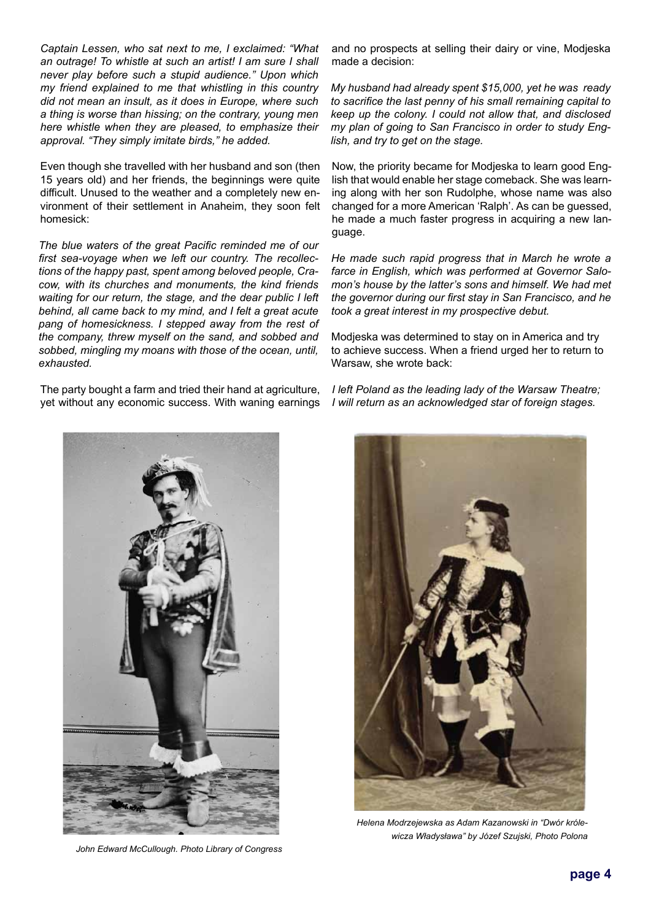*Captain Lessen, who sat next to me, I exclaimed: "What an outrage! To whistle at such an artist! I am sure I shall never play before such a stupid audience." Upon which my friend explained to me that whistling in this country did not mean an insult, as it does in Europe, where such a thing is worse than hissing; on the contrary, young men here whistle when they are pleased, to emphasize their approval. "They simply imitate birds," he added.*

Even though she travelled with her husband and son (then 15 years old) and her friends, the beginnings were quite difficult. Unused to the weather and a completely new environment of their settlement in Anaheim, they soon felt homesick:

*The blue waters of the great Pacific reminded me of our first sea-voyage when we left our country. The recollections of the happy past, spent among beloved people, Cracow, with its churches and monuments, the kind friends waiting for our return, the stage, and the dear public I left behind, all came back to my mind, and I felt a great acute pang of homesickness. I stepped away from the rest of the company, threw myself on the sand, and sobbed and sobbed, mingling my moans with those of the ocean, until, exhausted.*

The party bought a farm and tried their hand at agriculture, yet without any economic success. With waning earnings and no prospects at selling their dairy or vine, Modjeska made a decision:

*My husband had already spent $15,000, yet he was ready to sacrifice the last penny of his small remaining capital to keep up the colony. I could not allow that, and disclosed my plan of going to San Francisco in order to study English, and try to get on the stage.*

Now, the priority became for Modjeska to learn good English that would enable her stage comeback. She was learning along with her son Rudolphe, whose name was also changed for a more American 'Ralph'. As can be guessed, he made a much faster progress in acquiring a new language.

*He made such rapid progress that in March he wrote a farce in English, which was performed at Governor Salomon's house by the latter's sons and himself. We had met the governor during our first stay in San Francisco, and he took a great interest in my prospective debut.*

Modjeska was determined to stay on in America and try to achieve success. When a friend urged her to return to Warsaw, she wrote back:

*I left Poland as the leading lady of the Warsaw Theatre; I will return as an acknowledged star of foreign stages.*

*John Edward McCullough. Photo Library of Congress*

*Helena Modrzejewska as Adam Kazanowski in "Dwór królewicza Władysława" by Józef Szujski, Photo Polona*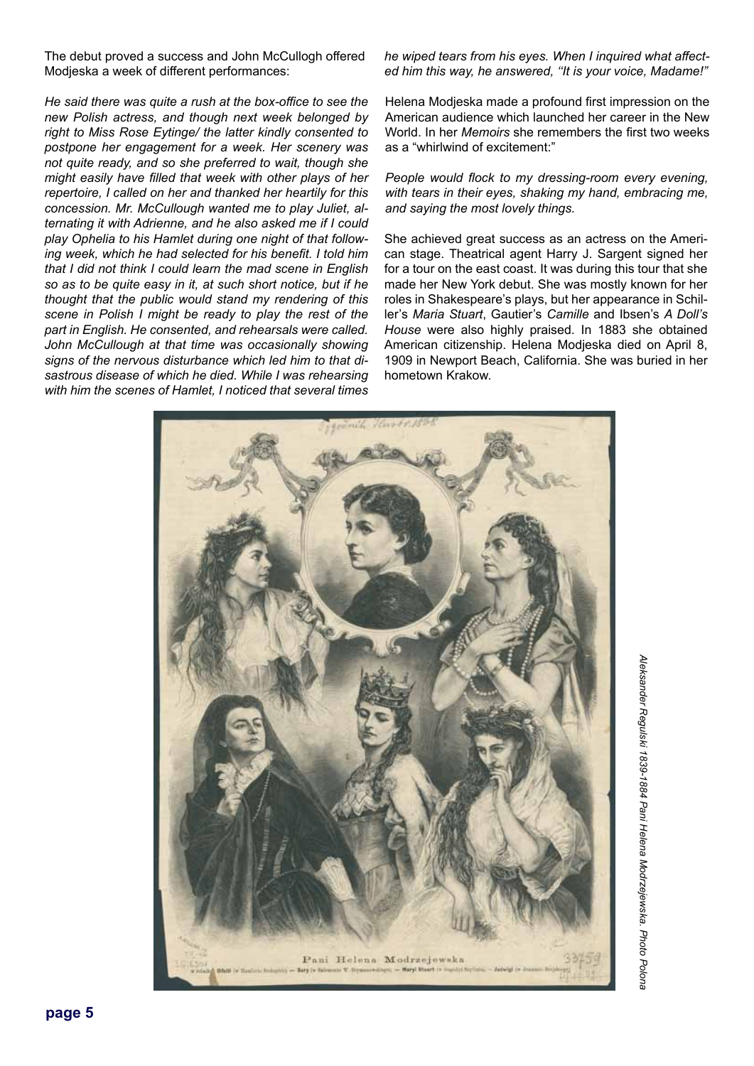The debut proved a success and John McCullogh offered Modjeska a week of different performances:

*He said there was quite a rush at the box-office to see the new Polish actress, and though next week belonged by right to Miss Rose Eytinge/ the latter kindly consented to postpone her engagement for a week. Her scenery was not quite ready, and so she preferred to wait, though she might easily have filled that week with other plays of her repertoire, I called on her and thanked her heartily for this concession. Mr. McCullough wanted me to play Juliet, alternating it with Adrienne, and he also asked me if I could play Ophelia to his Hamlet during one night of that following week, which he had selected for his benefit. I told him that I did not think I could learn the mad scene in English so as to be quite easy in it, at such short notice, but if he thought that the public would stand my rendering of this scene in Polish I might be ready to play the rest of the part in English. He consented, and rehearsals were called. John McCullough at that time was occasionally showing signs of the nervous disturbance which led him to that disastrous disease of which he died. While I was rehearsing with him the scenes of Hamlet, I noticed that several times he wiped tears from his eyes. When I inquired what affected him this way, he answered, "It is your voice, Madame!"*

Helena Modjeska made a profound first impression on the American audience which launched her career in the New World. In her *Memoirs* she remembers the first two weeks as a "whirlwind of excitement:"

*People would flock to my dressing-room every evening, with tears in their eyes, shaking my hand, embracing me, and saying the most lovely things.*

She achieved great success as an actress on the American stage. Theatrical agent Harry J. Sargent signed her for a tour on the east coast. It was during this tour that she made her New York debut. She was mostly known for her roles in Shakespeare's plays, but her appearance in Schiller's *Maria Stuart*, Gautier's *Camille* and Ibsen's *A Doll's House* were also highly praised. In 1883 she obtained American citizenship. Helena Modjeska died on April 8, 1909 in Newport Beach, California. She was buried in her hometown Krakow.

*Aleksander Regulski 1839-1884 Pani Helena Modrzejewska. Photo Polona*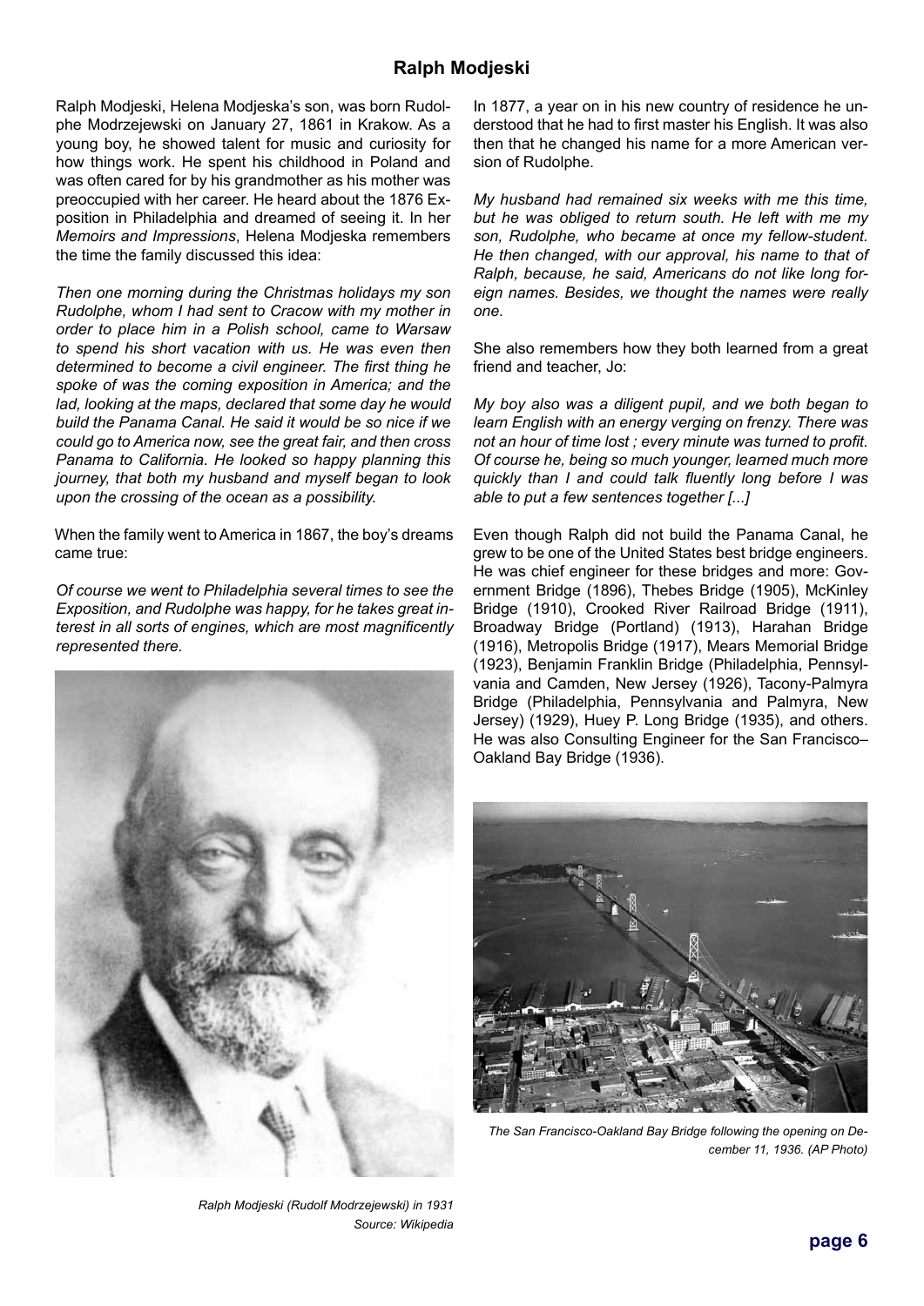## Ralph Modjeski

Ralph Modjeski, Helena Modjeska's son, was born Rudolphe Modrzejewski on January 27, 1861 in Krakow. As a young boy, he showed talent for music and curiosity for how things work. He spent his childhood in Poland and was often cared for by his grandmother as his mother was preoccupied with her career. He heard about the 1876 Exposition in Philadelphia and dreamed of seeing it. In her *Memoirs and Impressions*, Helena Modjeska remembers the time the family discussed this idea:

*Then one morning during the Christmas holidays my son Rudolphe, whom I had sent to Cracow with my mother in order to place him in a Polish school, came to Warsaw to spend his short vacation with us. He was even then determined to become a civil engineer. The first thing he spoke of was the coming exposition in America; and the lad, looking at the maps, declared that some day he would build the Panama Canal. He said it would be so nice if we could go to America now, see the great fair, and then cross Panama to California. He looked so happy planning this journey, that both my husband and myself began to look upon the crossing of the ocean as a possibility.*

When the family went to America in 1867, the boy's dreams came true:

*Of course we went to Philadelphia several times to see the Exposition, and Rudolphe was happy, for he takes great interest in all sorts of engines, which are most magnificently represented there.*

Ralph Modjeski (Rudolf Modrzejewski) in 1931
Source: Wikipedia

In 1877, a year on in his new country of residence he understood that he had to first master his English. It was also then that he changed his name for a more American version of Rudolphe.

*My husband had remained six weeks with me this time, but he was obliged to return south. He left with me my son, Rudolphe, who became at once my fellow-student. He then changed, with our approval, his name to that of Ralph, because, he said, Americans do not like long foreign names. Besides, we thought the names were really one.*

She also remembers how they both learned from a great friend and teacher, Jo:

*My boy also was a diligent pupil, and we both began to learn English with an energy verging on frenzy. There was not an hour of time lost ; every minute was turned to profit. Of course he, being so much younger, learned much more quickly than I and could talk fluently long before I was able to put a few sentences together [...]*

Even though Ralph did not build the Panama Canal, he grew to be one of the United States best bridge engineers. He was chief engineer for these bridges and more: Government Bridge (1896), Thebes Bridge (1905), McKinley Bridge (1910), Crooked River Railroad Bridge (1911), Broadway Bridge (Portland) (1913), Harahan Bridge (1916), Metropolis Bridge (1917), Mears Memorial Bridge (1923), Benjamin Franklin Bridge (Philadelphia, Pennsylvania and Camden, New Jersey (1926), Tacony-Palmyra Bridge (Philadelphia, Pennsylvania and Palmyra, New Jersey) (1929), Huey P. Long Bridge (1935), and others. He was also Consulting Engineer for the San Francisco–Oakland Bay Bridge (1936).

*The San Francisco-Oakland Bay Bridge following the opening on December 11, 1936. (AP Photo)*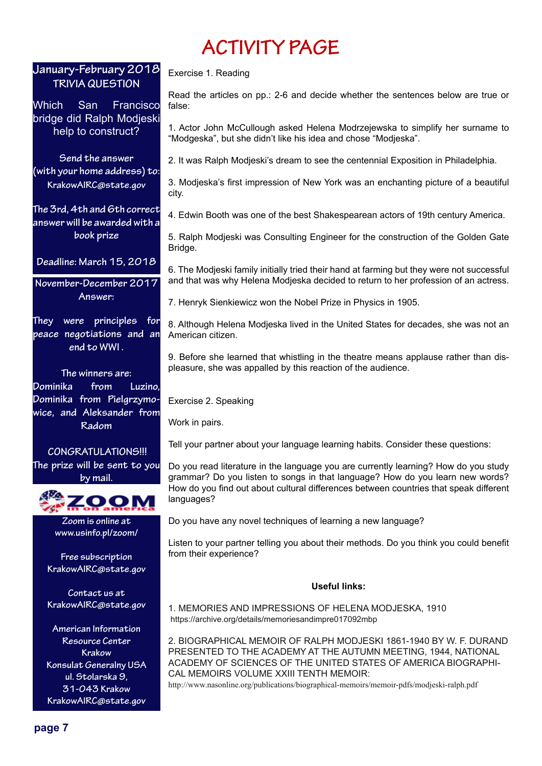# ACTIVITY PAGE

**January-February 2018**
**TRIVIA QUESTION**

Which San Francisco bridge did Ralph Modjeski help to construct?

Send the answer (with your home address) to: KrakowAIRC@state.gov

The 3rd, 4th and 6th correct answer will be awarded with a book prize

Deadline: March 15, 2018

**November-December 2017 Answer:**

They were principles for peace negotiations and an end to WWI .

The winners are:
Dominika from Luzino, Dominika from Pielgrzymowice, and Aleksander from Radom

CONGRATULATIONS!!!
The prize will be sent to you by mail.

ZOOM in on america

Zoom is online at www.usinfo.pl/zoom/

Free subscription KrakowAIRC@state.gov

Contact us at KrakowAIRC@state.gov

American Information Resource Center Krakow
Konsulat Generalny USA
ul. Stolarska 9,
31-043 Krakow
KrakowAIRC@state.gov

Exercise 1. Reading

Read the articles on pp.: 2-6 and decide whether the sentences below are true or false:

1. Actor John McCullough asked Helena Modrzejewska to simplify her surname to “Modgeska”, but she didn’t like his idea and chose “Modjeska”.

2. It was Ralph Modjeski’s dream to see the centennial Exposition in Philadelphia.

3. Modjeska’s first impression of New York was an enchanting picture of a beautiful city.

4. Edwin Booth was one of the best Shakespearean actors of 19th century America.

5. Ralph Modjeski was Consulting Engineer for the construction of the Golden Gate Bridge.

6. The Modjeski family initially tried their hand at farming but they were not successful and that was why Helena Modjeska decided to return to her profession of an actress.

7. Henryk Sienkiewicz won the Nobel Prize in Physics in 1905.

8. Although Helena Modjeska lived in the United States for decades, she was not an American citizen.

9. Before she learned that whistling in the theatre means applause rather than displeasure, she was appalled by this reaction of the audience.

Exercise 2. Speaking

Work in pairs.

Tell your partner about your language learning habits. Consider these questions:

Do you read literature in the language you are currently learning? How do you study grammar? Do you listen to songs in that language? How do you learn new words? How do you find out about cultural differences between countries that speak different languages?

Do you have any novel techniques of learning a new language?

Listen to your partner telling you about their methods. Do you think you could benefit from their experience?

**Useful links:**

1. MEMORIES AND IMPRESSIONS OF HELENA MODJESKA, 1910
https://archive.org/details/memoriesandimpre017092mbp

2. BIOGRAPHICAL MEMOIR OF RALPH MODJESKI 1861-1940 BY W. F. DURAND PRESENTED TO THE ACADEMY AT THE AUTUMN MEETING, 1944, NATIONAL ACADEMY OF SCIENCES OF THE UNITED STATES OF AMERICA BIOGRAPHICAL MEMOIRS VOLUME XXIII TENTH MEMOIR:
http://www.nasonline.org/publications/biographical-memoirs/memoir-pdfs/modjeski-ralph.pdf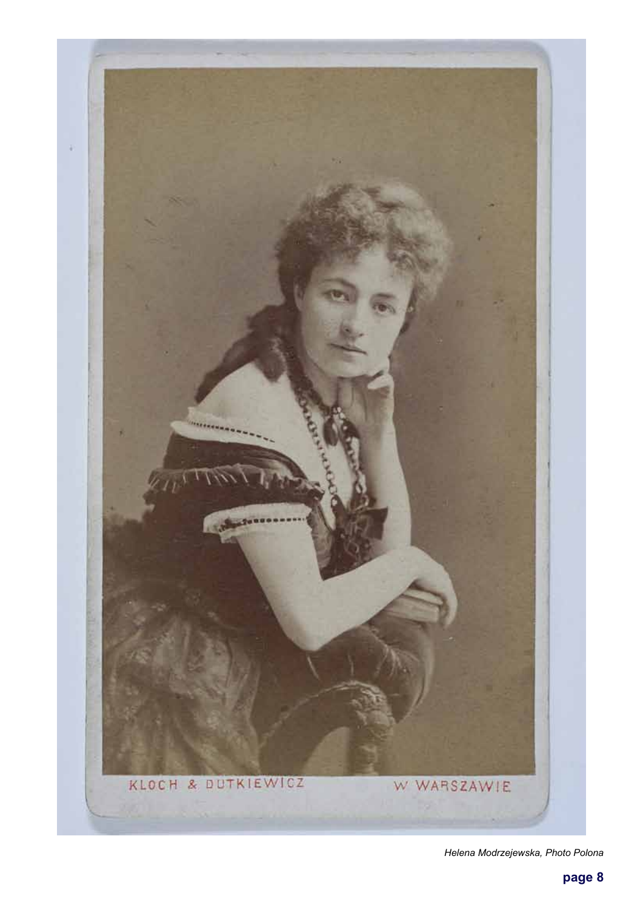KLOCH & DUTKIEWICZ W WARSZAWIE

*Helena Modrzejewska, Photo Polona*